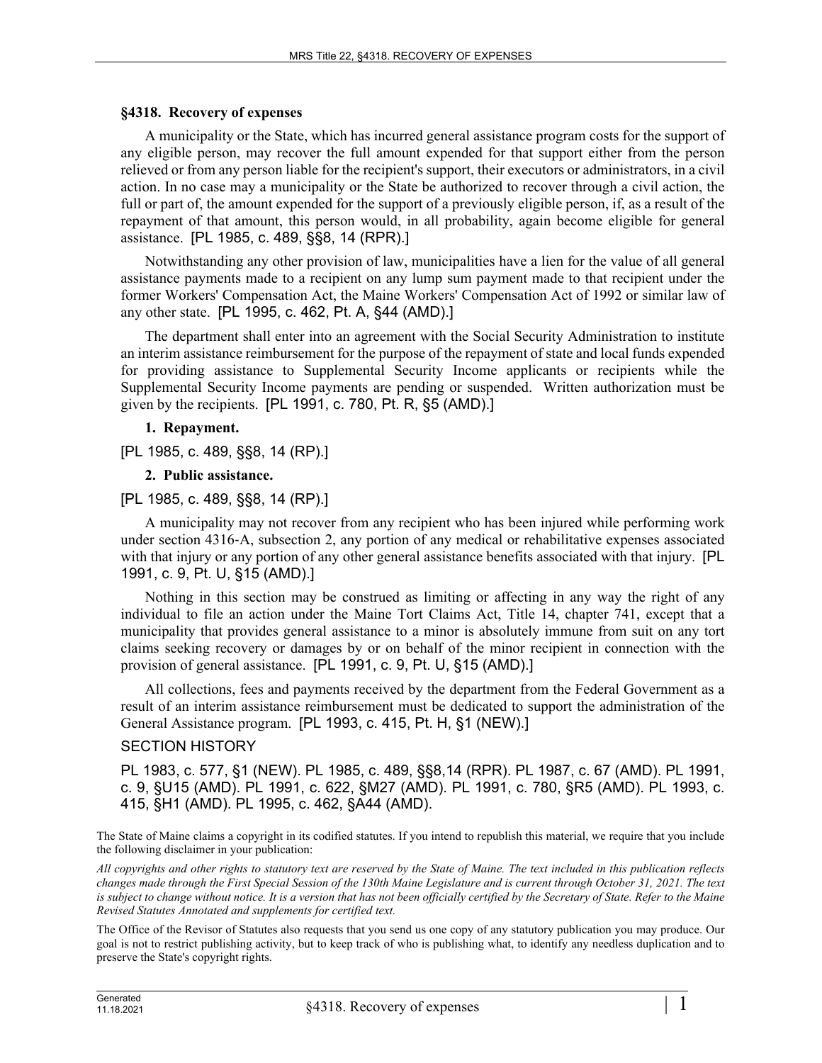## §4318. Recovery of expenses

A municipality or the State, which has incurred general assistance program costs for the support of any eligible person, may recover the full amount expended for that support either from the person relieved or from any person liable for the recipient's support, their executors or administrators, in a civil action. In no case may a municipality or the State be authorized to recover through a civil action, the full or part of, the amount expended for the support of a previously eligible person, if, as a result of the repayment of that amount, this person would, in all probability, again become eligible for general assistance. [PL 1985, c. 489, §§8, 14 (RPR).]

Notwithstanding any other provision of law, municipalities have a lien for the value of all general assistance payments made to a recipient on any lump sum payment made to that recipient under the former Workers' Compensation Act, the Maine Workers' Compensation Act of 1992 or similar law of any other state. [PL 1995, c. 462, Pt. A, §44 (AMD).]

The department shall enter into an agreement with the Social Security Administration to institute an interim assistance reimbursement for the purpose of the repayment of state and local funds expended for providing assistance to Supplemental Security Income applicants or recipients while the Supplemental Security Income payments are pending or suspended. Written authorization must be given by the recipients. [PL 1991, c. 780, Pt. R, §5 (AMD).]

**1. Repayment.**

[PL 1985, c. 489, §§8, 14 (RP).]

**2. Public assistance.**

[PL 1985, c. 489, §§8, 14 (RP).]

A municipality may not recover from any recipient who has been injured while performing work under section 4316-A, subsection 2, any portion of any medical or rehabilitative expenses associated with that injury or any portion of any other general assistance benefits associated with that injury. [PL 1991, c. 9, Pt. U, §15 (AMD).]

Nothing in this section may be construed as limiting or affecting in any way the right of any individual to file an action under the Maine Tort Claims Act, Title 14, chapter 741, except that a municipality that provides general assistance to a minor is absolutely immune from suit on any tort claims seeking recovery or damages by or on behalf of the minor recipient in connection with the provision of general assistance. [PL 1991, c. 9, Pt. U, §15 (AMD).]

All collections, fees and payments received by the department from the Federal Government as a result of an interim assistance reimbursement must be dedicated to support the administration of the General Assistance program. [PL 1993, c. 415, Pt. H, §1 (NEW).]

SECTION HISTORY

PL 1983, c. 577, §1 (NEW). PL 1985, c. 489, §§8,14 (RPR). PL 1987, c. 67 (AMD). PL 1991, c. 9, §U15 (AMD). PL 1991, c. 622, §M27 (AMD). PL 1991, c. 780, §R5 (AMD). PL 1993, c. 415, §H1 (AMD). PL 1995, c. 462, §A44 (AMD).

The State of Maine claims a copyright in its codified statutes. If you intend to republish this material, we require that you include the following disclaimer in your publication:

*All copyrights and other rights to statutory text are reserved by the State of Maine. The text included in this publication reflects changes made through the First Special Session of the 130th Maine Legislature and is current through October 31, 2021. The text is subject to change without notice. It is a version that has not been officially certified by the Secretary of State. Refer to the Maine Revised Statutes Annotated and supplements for certified text.*

The Office of the Revisor of Statutes also requests that you send us one copy of any statutory publication you may produce. Our goal is not to restrict publishing activity, but to keep track of who is publishing what, to identify any needless duplication and to preserve the State's copyright rights.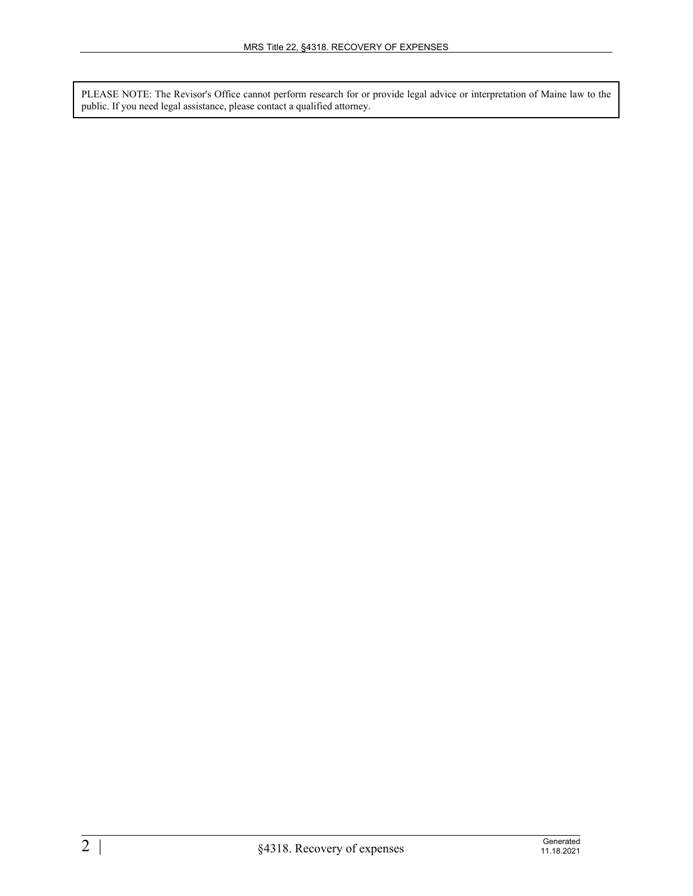PLEASE NOTE: The Revisor's Office cannot perform research for or provide legal advice or interpretation of Maine law to the public. If you need legal assistance, please contact a qualified attorney.